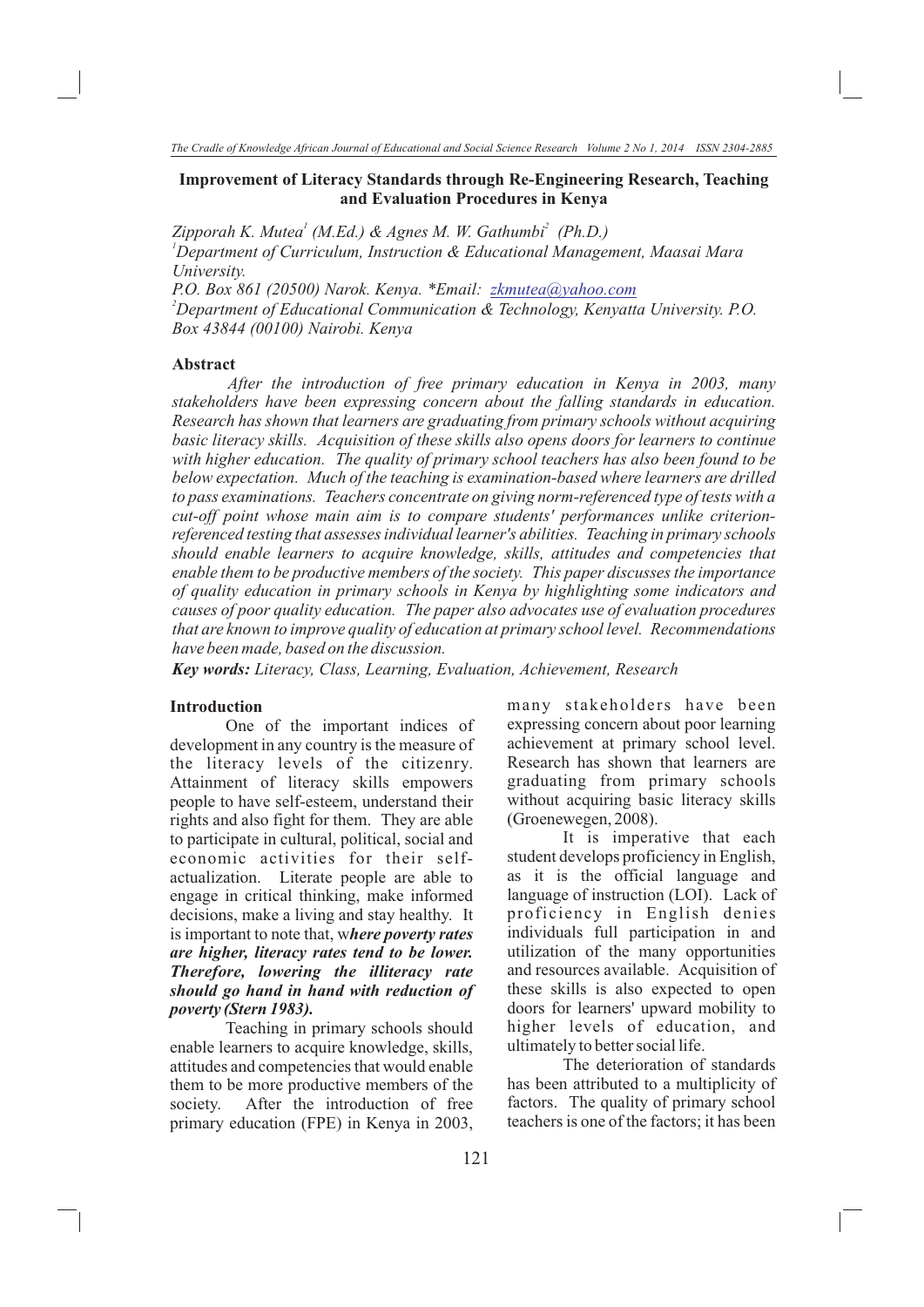# Improvement of Literacy Standards through Re-Engineering Research, Teaching and Evaluation Procedures in Kenya

*Zipporah K. Mutea[1] (M.Ed.) & Agnes M. W. Gathumbi[2] (Ph.D.)*

*[1]Department of Curriculum, Instruction & Educational Management, Maasai Mara University.*

*P.O. Box 861 (20500) Narok. Kenya. \*Email: zkmutea@yahoo.com*

*[2]Department of Educational Communication & Technology, Kenyatta University. P.O. Box 43844 (00100) Nairobi. Kenya*

## Abstract

*After the introduction of free primary education in Kenya in 2003, many stakeholders have been expressing concern about the falling standards in education. Research has shown that learners are graduating from primary schools without acquiring basic literacy skills. Acquisition of these skills also opens doors for learners to continue with higher education. The quality of primary school teachers has also been found to be below expectation. Much of the teaching is examination-based where learners are drilled to pass examinations. Teachers concentrate on giving norm-referenced type of tests with a cut-off point whose main aim is to compare students' performances unlike criterion-referenced testing that assesses individual learner's abilities. Teaching in primary schools should enable learners to acquire knowledge, skills, attitudes and competencies that enable them to be productive members of the society. This paper discusses the importance of quality education in primary schools in Kenya by highlighting some indicators and causes of poor quality education. The paper also advocates use of evaluation procedures that are known to improve quality of education at primary school level. Recommendations have been made, based on the discussion.*

***Key words:*** *Literacy, Class, Learning, Evaluation, Achievement, Research*

## Introduction

One of the important indices of development in any country is the measure of the literacy levels of the citizenry. Attainment of literacy skills empowers people to have self-esteem, understand their rights and also fight for them. They are able to participate in cultural, political, social and economic activities for their self-actualization. Literate people are able to engage in critical thinking, make informed decisions, make a living and stay healthy. It is important to note that, w***here poverty rates are higher, literacy rates tend to be lower. Therefore, lowering the illiteracy rate should go hand in hand with reduction of poverty (Stern 1983).***

Teaching in primary schools should enable learners to acquire knowledge, skills, attitudes and competencies that would enable them to be more productive members of the society. After the introduction of free primary education (FPE) in Kenya in 2003, many stakeholders have been expressing concern about poor learning achievement at primary school level. Research has shown that learners are graduating from primary schools without acquiring basic literacy skills (Groenewegen, 2008).

It is imperative that each student develops proficiency in English, as it is the official language and language of instruction (LOI). Lack of proficiency in English denies individuals full participation in and utilization of the many opportunities and resources available. Acquisition of these skills is also expected to open doors for learners' upward mobility to higher levels of education, and ultimately to better social life.

The deterioration of standards has been attributed to a multiplicity of factors. The quality of primary school teachers is one of the factors; it has been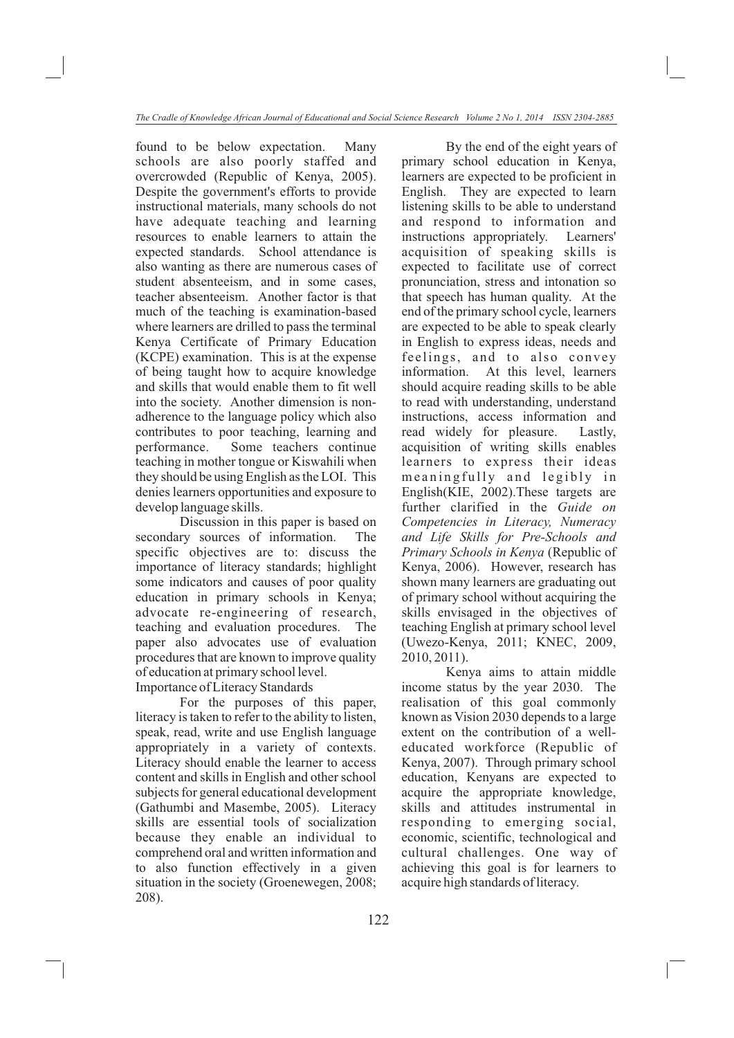found to be below expectation. Many schools are also poorly staffed and overcrowded (Republic of Kenya, 2005). Despite the government's efforts to provide instructional materials, many schools do not have adequate teaching and learning resources to enable learners to attain the expected standards. School attendance is also wanting as there are numerous cases of student absenteeism, and in some cases, teacher absenteeism. Another factor is that much of the teaching is examination-based where learners are drilled to pass the terminal Kenya Certificate of Primary Education (KCPE) examination. This is at the expense of being taught how to acquire knowledge and skills that would enable them to fit well into the society. Another dimension is non-adherence to the language policy which also contributes to poor teaching, learning and performance. Some teachers continue teaching in mother tongue or Kiswahili when they should be using English as the LOI. This denies learners opportunities and exposure to develop language skills.

Discussion in this paper is based on secondary sources of information. The specific objectives are to: discuss the importance of literacy standards; highlight some indicators and causes of poor quality education in primary schools in Kenya; advocate re-engineering of research, teaching and evaluation procedures. The paper also advocates use of evaluation procedures that are known to improve quality of education at primary school level.

## Importance of Literacy Standards

For the purposes of this paper, literacy is taken to refer to the ability to listen, speak, read, write and use English language appropriately in a variety of contexts. Literacy should enable the learner to access content and skills in English and other school subjects for general educational development (Gathumbi and Masembe, 2005). Literacy skills are essential tools of socialization because they enable an individual to comprehend oral and written information and to also function effectively in a given situation in the society (Groenewegen, 2008; 208).

By the end of the eight years of primary school education in Kenya, learners are expected to be proficient in English. They are expected to learn listening skills to be able to understand and respond to information and instructions appropriately. Learners' acquisition of speaking skills is expected to facilitate use of correct pronunciation, stress and intonation so that speech has human quality. At the end of the primary school cycle, learners are expected to be able to speak clearly in English to express ideas, needs and feelings, and to also convey information. At this level, learners should acquire reading skills to be able to read with understanding, understand instructions, access information and read widely for pleasure. Lastly, acquisition of writing skills enables learners to express their ideas meaningfully and legibly in English(KIE, 2002).These targets are further clarified in the *Guide on Competencies in Literacy, Numeracy and Life Skills for Pre-Schools and Primary Schools in Kenya* (Republic of Kenya, 2006). However, research has shown many learners are graduating out of primary school without acquiring the skills envisaged in the objectives of teaching English at primary school level (Uwezo-Kenya, 2011; KNEC, 2009, 2010, 2011).

Kenya aims to attain middle income status by the year 2030. The realisation of this goal commonly known as Vision 2030 depends to a large extent on the contribution of a well-educated workforce (Republic of Kenya, 2007). Through primary school education, Kenyans are expected to acquire the appropriate knowledge, skills and attitudes instrumental in responding to emerging social, economic, scientific, technological and cultural challenges. One way of achieving this goal is for learners to acquire high standards of literacy.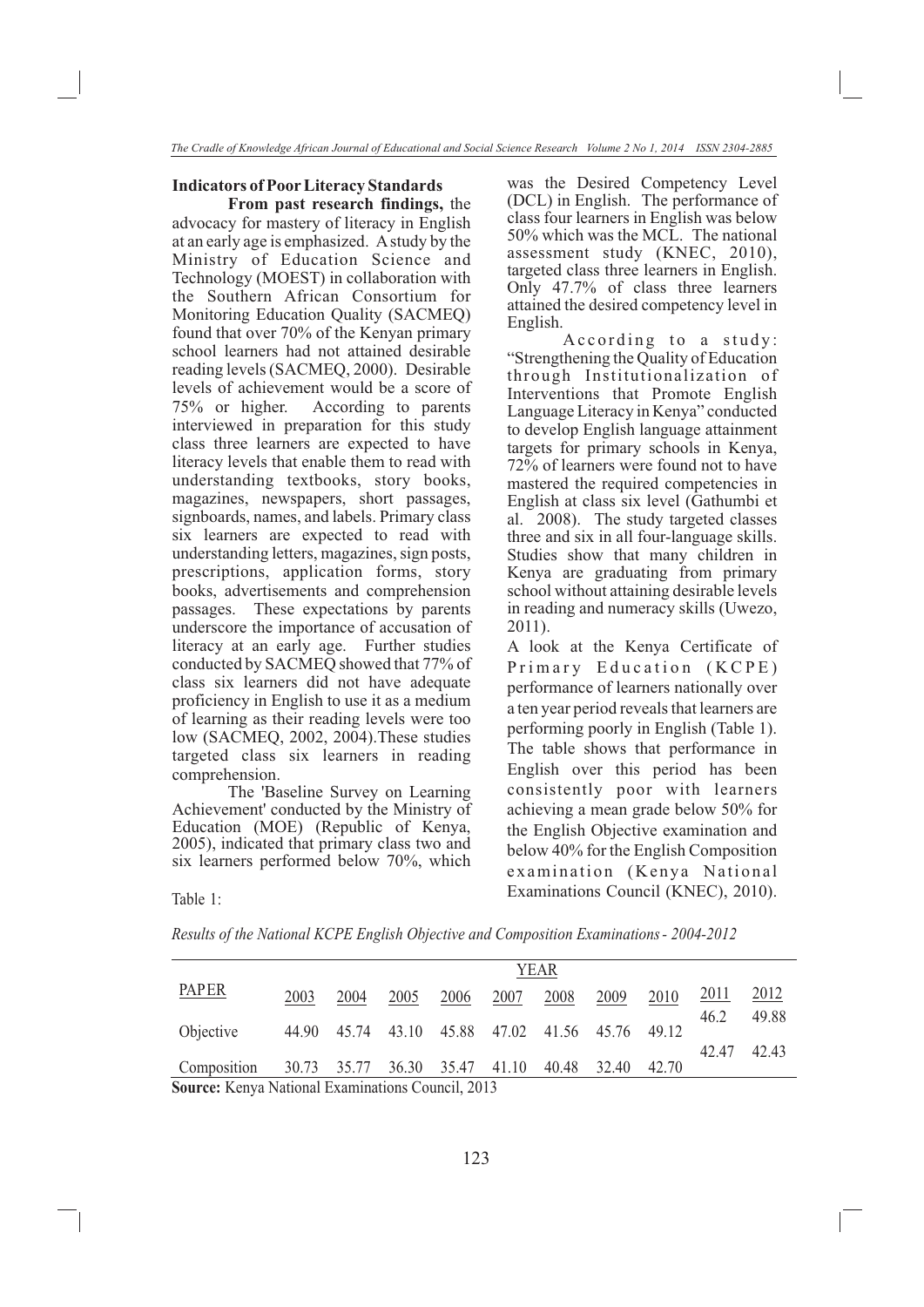### Indicators of Poor Literacy Standards

**From past research findings,** the advocacy for mastery of literacy in English at an early age is emphasized. A study by the Ministry of Education Science and Technology (MOEST) in collaboration with the Southern African Consortium for Monitoring Education Quality (SACMEQ) found that over 70% of the Kenyan primary school learners had not attained desirable reading levels (SACMEQ, 2000). Desirable levels of achievement would be a score of 75% or higher. According to parents interviewed in preparation for this study class three learners are expected to have literacy levels that enable them to read with understanding textbooks, story books, magazines, newspapers, short passages, signboards, names, and labels. Primary class six learners are expected to read with understanding letters, magazines, sign posts, prescriptions, application forms, story books, advertisements and comprehension passages. These expectations by parents underscore the importance of accusation of literacy at an early age. Further studies conducted by SACMEQ showed that 77% of class six learners did not have adequate proficiency in English to use it as a medium of learning as their reading levels were too low (SACMEQ, 2002, 2004).These studies targeted class six learners in reading comprehension.

The 'Baseline Survey on Learning Achievement' conducted by the Ministry of Education (MOE) (Republic of Kenya, 2005), indicated that primary class two and six learners performed below 70%, which was the Desired Competency Level (DCL) in English. The performance of class four learners in English was below 50% which was the MCL. The national assessment study (KNEC, 2010), targeted class three learners in English. Only 47.7% of class three learners attained the desired competency level in English.

According to a study: "Strengthening the Quality of Education through Institutionalization of Interventions that Promote English Language Literacy in Kenya" conducted to develop English language attainment targets for primary schools in Kenya, 72% of learners were found not to have mastered the required competencies in English at class six level (Gathumbi et al. 2008). The study targeted classes three and six in all four-language skills. Studies show that many children in Kenya are graduating from primary school without attaining desirable levels in reading and numeracy skills (Uwezo, 2011).

A look at the Kenya Certificate of Primary Education (KCPE) performance of learners nationally over a ten year period reveals that learners are performing poorly in English (Table 1). The table shows that performance in English over this period has been consistently poor with learners achieving a mean grade below 50% for the English Objective examination and below 40% for the English Composition examination (Kenya National Examinations Council (KNEC), 2010).

Table 1:

*Results of the National KCPE English Objective and Composition Examinations - 2004-2012*

| PAPER | YEAR | | | | | | | | | |
|---|---|---|---|---|---|---|---|---|---|---|
| | 2003 | 2004 | 2005 | 2006 | 2007 | 2008 | 2009 | 2010 | 2011 | 2012 |
| Objective | 44.90 | 45.74 | 43.10 | 45.88 | 47.02 | 41.56 | 45.76 | 49.12 | 46.2 | 49.88 |
| Composition | 30.73 | 35.77 | 36.30 | 35.47 | 41.10 | 40.48 | 32.40 | 42.70 | 42.47 | 42.43 |

**Source:** Kenya National Examinations Council, 2013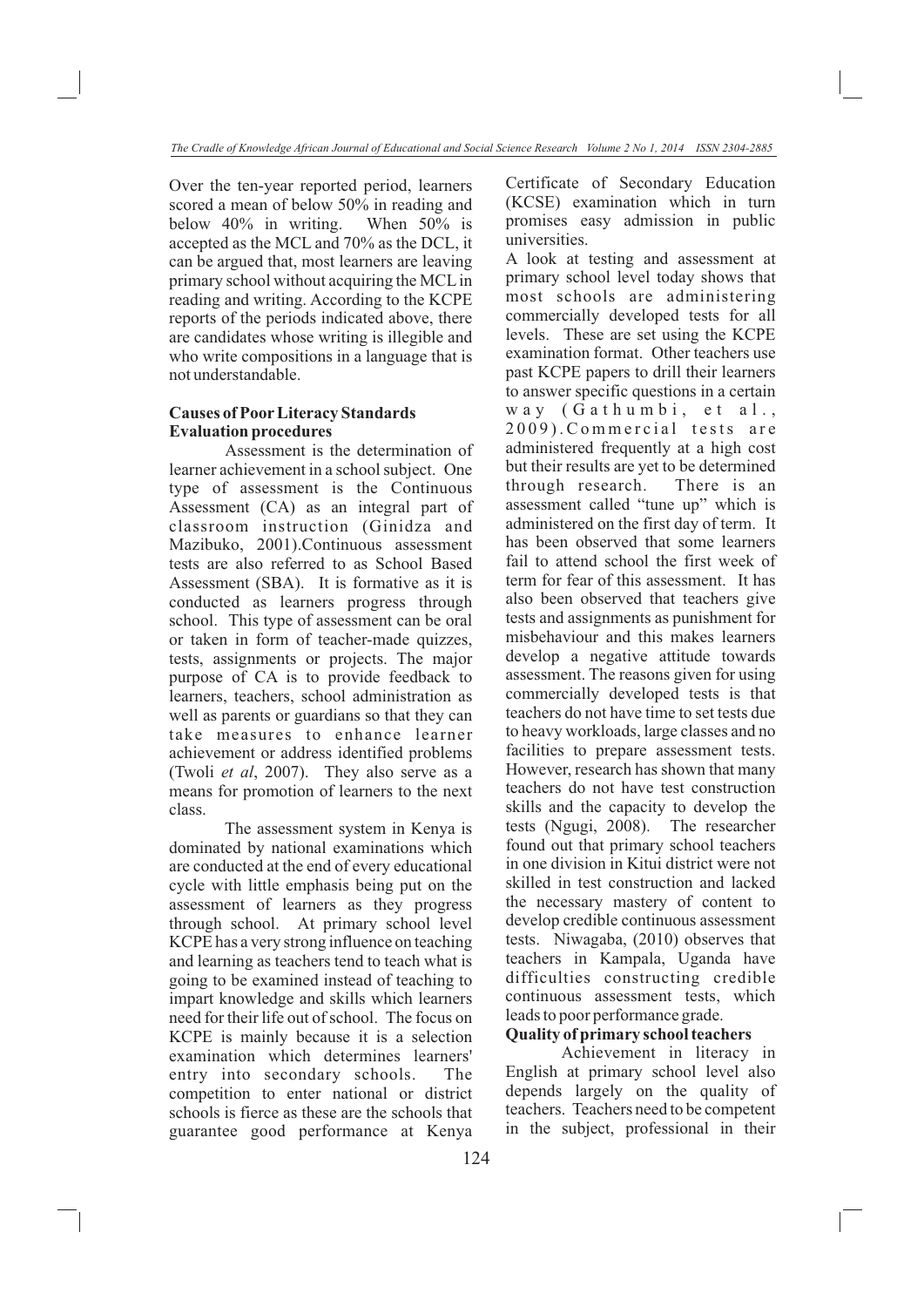Over the ten-year reported period, learners scored a mean of below 50% in reading and below 40% in writing. When 50% is accepted as the MCL and 70% as the DCL, it can be argued that, most learners are leaving primary school without acquiring the MCL in reading and writing. According to the KCPE reports of the periods indicated above, there are candidates whose writing is illegible and who write compositions in a language that is not understandable.

## Causes of Poor Literacy Standards

### Evaluation procedures

Assessment is the determination of learner achievement in a school subject. One type of assessment is the Continuous Assessment (CA) as an integral part of classroom instruction (Ginidza and Mazibuko, 2001).Continuous assessment tests are also referred to as School Based Assessment (SBA). It is formative as it is conducted as learners progress through school. This type of assessment can be oral or taken in form of teacher-made quizzes, tests, assignments or projects. The major purpose of CA is to provide feedback to learners, teachers, school administration as well as parents or guardians so that they can take measures to enhance learner achievement or address identified problems (Twoli *et al*, 2007). They also serve as a means for promotion of learners to the next class.

The assessment system in Kenya is dominated by national examinations which are conducted at the end of every educational cycle with little emphasis being put on the assessment of learners as they progress through school. At primary school level KCPE has a very strong influence on teaching and learning as teachers tend to teach what is going to be examined instead of teaching to impart knowledge and skills which learners need for their life out of school. The focus on KCPE is mainly because it is a selection examination which determines learners' entry into secondary schools. The competition to enter national or district schools is fierce as these are the schools that guarantee good performance at Kenya Certificate of Secondary Education (KCSE) examination which in turn promises easy admission in public universities.

A look at testing and assessment at primary school level today shows that most schools are administering commercially developed tests for all levels. These are set using the KCPE examination format. Other teachers use past KCPE papers to drill their learners to answer specific questions in a certain way (Gathumbi, et al., 2009).Commercial tests are administered frequently at a high cost but their results are yet to be determined through research. There is an assessment called "tune up" which is administered on the first day of term. It has been observed that some learners fail to attend school the first week of term for fear of this assessment. It has also been observed that teachers give tests and assignments as punishment for misbehaviour and this makes learners develop a negative attitude towards assessment. The reasons given for using commercially developed tests is that teachers do not have time to set tests due to heavy workloads, large classes and no facilities to prepare assessment tests. However, research has shown that many teachers do not have test construction skills and the capacity to develop the tests (Ngugi, 2008). The researcher found out that primary school teachers in one division in Kitui district were not skilled in test construction and lacked the necessary mastery of content to develop credible continuous assessment tests. Niwagaba, (2010) observes that teachers in Kampala, Uganda have difficulties constructing credible continuous assessment tests, which leads to poor performance grade.

### Quality of primary school teachers

Achievement in literacy in English at primary school level also depends largely on the quality of teachers. Teachers need to be competent in the subject, professional in their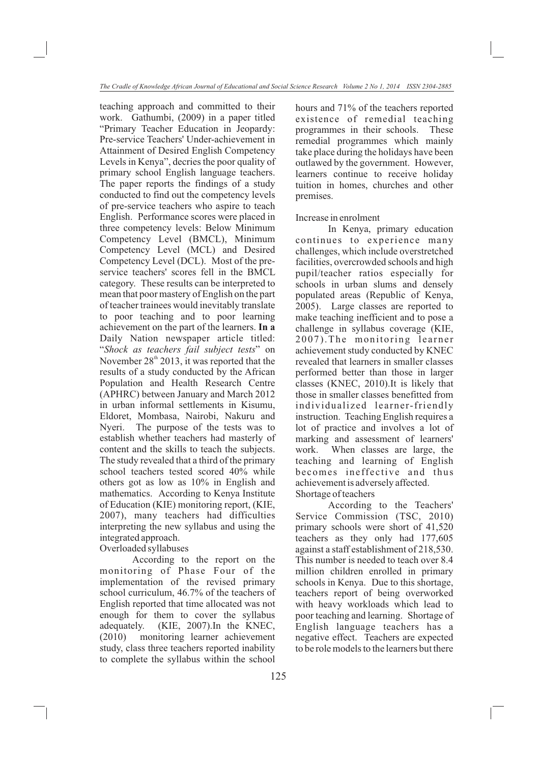teaching approach and committed to their work. Gathumbi, (2009) in a paper titled "Primary Teacher Education in Jeopardy: Pre-service Teachers' Under-achievement in Attainment of Desired English Competency Levels in Kenya", decries the poor quality of primary school English language teachers. The paper reports the findings of a study conducted to find out the competency levels of pre-service teachers who aspire to teach English. Performance scores were placed in three competency levels: Below Minimum Competency Level (BMCL), Minimum Competency Level (MCL) and Desired Competency Level (DCL). Most of the pre-service teachers' scores fell in the BMCL category. These results can be interpreted to mean that poor mastery of English on the part of teacher trainees would inevitably translate to poor teaching and to poor learning achievement on the part of the learners. **In a** Daily Nation newspaper article titled: "*Shock as teachers fail subject tests*" on November 28th 2013, it was reported that the results of a study conducted by the African Population and Health Research Centre (APHRC) between January and March 2012 in urban informal settlements in Kisumu, Eldoret, Mombasa, Nairobi, Nakuru and Nyeri. The purpose of the tests was to establish whether teachers had masterly of content and the skills to teach the subjects. The study revealed that a third of the primary school teachers tested scored 40% while others got as low as 10% in English and mathematics. According to Kenya Institute of Education (KIE) monitoring report, (KIE, 2007), many teachers had difficulties interpreting the new syllabus and using the integrated approach.

### Overloaded syllabuses

According to the report on the monitoring of Phase Four of the implementation of the revised primary school curriculum, 46.7% of the teachers of English reported that time allocated was not enough for them to cover the syllabus adequately. (KIE, 2007).In the KNEC, (2010) monitoring learner achievement study, class three teachers reported inability to complete the syllabus within the school hours and 71% of the teachers reported existence of remedial teaching programmes in their schools. These remedial programmes which mainly take place during the holidays have been outlawed by the government. However, learners continue to receive holiday tuition in homes, churches and other premises.

### Increase in enrolment

In Kenya, primary education continues to experience many challenges, which include overstretched facilities, overcrowded schools and high pupil/teacher ratios especially for schools in urban slums and densely populated areas (Republic of Kenya, 2005). Large classes are reported to make teaching inefficient and to pose a challenge in syllabus coverage (KIE, 2007).The monitoring learner achievement study conducted by KNEC revealed that learners in smaller classes performed better than those in larger classes (KNEC, 2010).It is likely that those in smaller classes benefitted from individualized learner-friendly instruction. Teaching English requires a lot of practice and involves a lot of marking and assessment of learners' work. When classes are large, the teaching and learning of English becomes ineffective and thus achievement is adversely affected.

### Shortage of teachers

According to the Teachers' Service Commission (TSC, 2010) primary schools were short of 41,520 teachers as they only had 177,605 against a staff establishment of 218,530. This number is needed to teach over 8.4 million children enrolled in primary schools in Kenya. Due to this shortage, teachers report of being overworked with heavy workloads which lead to poor teaching and learning. Shortage of English language teachers has a negative effect. Teachers are expected to be role models to the learners but there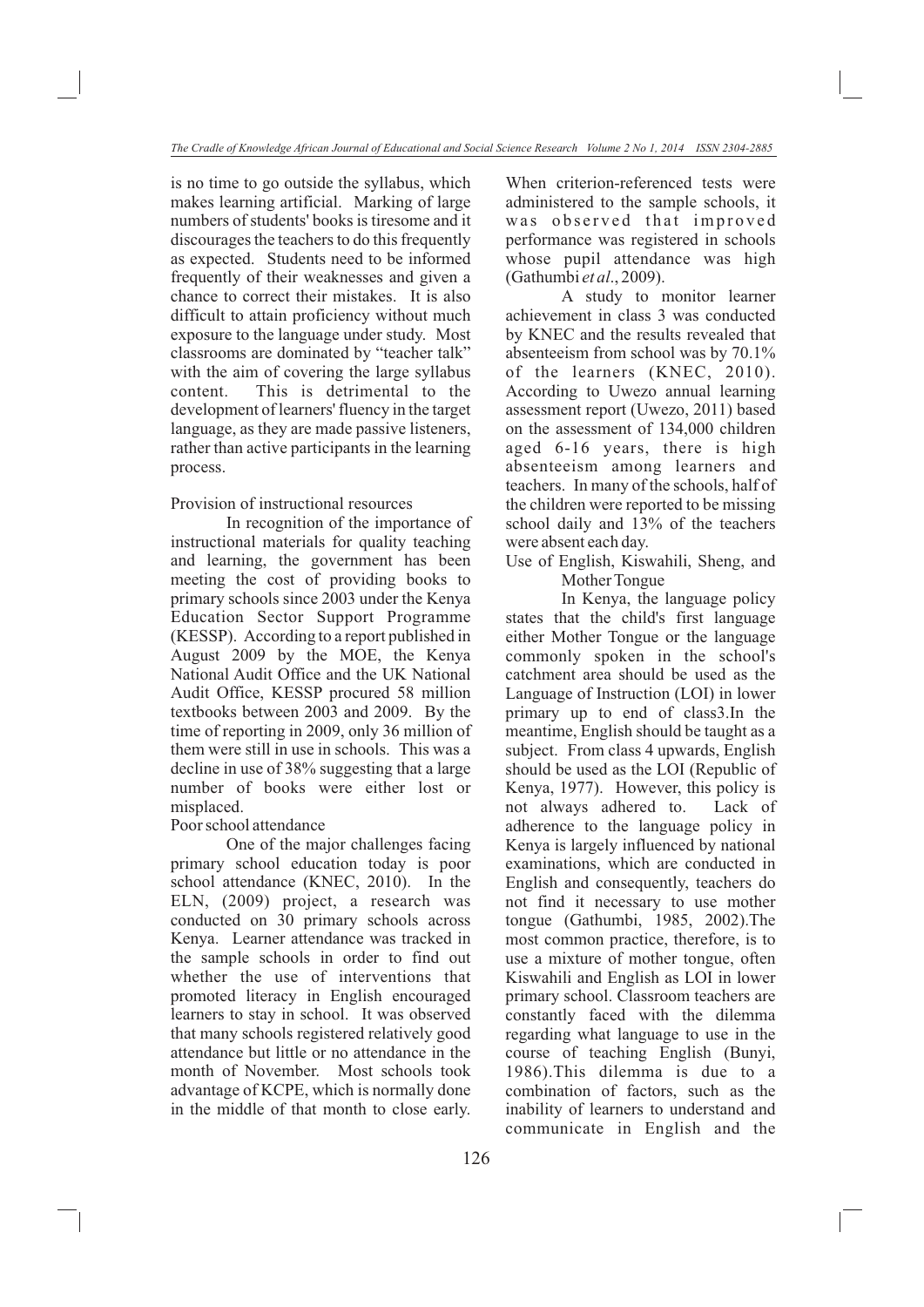is no time to go outside the syllabus, which makes learning artificial. Marking of large numbers of students' books is tiresome and it discourages the teachers to do this frequently as expected. Students need to be informed frequently of their weaknesses and given a chance to correct their mistakes. It is also difficult to attain proficiency without much exposure to the language under study. Most classrooms are dominated by "teacher talk" with the aim of covering the large syllabus content. This is detrimental to the development of learners' fluency in the target language, as they are made passive listeners, rather than active participants in the learning process.

Provision of instructional resources

In recognition of the importance of instructional materials for quality teaching and learning, the government has been meeting the cost of providing books to primary schools since 2003 under the Kenya Education Sector Support Programme (KESSP). According to a report published in August 2009 by the MOE, the Kenya National Audit Office and the UK National Audit Office, KESSP procured 58 million textbooks between 2003 and 2009. By the time of reporting in 2009, only 36 million of them were still in use in schools. This was a decline in use of 38% suggesting that a large number of books were either lost or misplaced.

Poor school attendance

One of the major challenges facing primary school education today is poor school attendance (KNEC, 2010). In the ELN, (2009) project, a research was conducted on 30 primary schools across Kenya. Learner attendance was tracked in the sample schools in order to find out whether the use of interventions that promoted literacy in English encouraged learners to stay in school. It was observed that many schools registered relatively good attendance but little or no attendance in the month of November. Most schools took advantage of KCPE, which is normally done in the middle of that month to close early. When criterion-referenced tests were administered to the sample schools, it was observed that improved performance was registered in schools whose pupil attendance was high (Gathumbi *et al*., 2009).

A study to monitor learner achievement in class 3 was conducted by KNEC and the results revealed that absenteeism from school was by 70.1% of the learners (KNEC, 2010). According to Uwezo annual learning assessment report (Uwezo, 2011) based on the assessment of 134,000 children aged 6-16 years, there is high absenteeism among learners and teachers. In many of the schools, half of the children were reported to be missing school daily and 13% of the teachers were absent each day.

Use of English, Kiswahili, Sheng, and Mother Tongue

In Kenya, the language policy states that the child's first language either Mother Tongue or the language commonly spoken in the school's catchment area should be used as the Language of Instruction (LOI) in lower primary up to end of class3.In the meantime, English should be taught as a subject. From class 4 upwards, English should be used as the LOI (Republic of Kenya, 1977). However, this policy is not always adhered to. Lack of adherence to the language policy in Kenya is largely influenced by national examinations, which are conducted in English and consequently, teachers do not find it necessary to use mother tongue (Gathumbi, 1985, 2002).The most common practice, therefore, is to use a mixture of mother tongue, often Kiswahili and English as LOI in lower primary school. Classroom teachers are constantly faced with the dilemma regarding what language to use in the course of teaching English (Bunyi, 1986).This dilemma is due to a combination of factors, such as the inability of learners to understand and communicate in English and the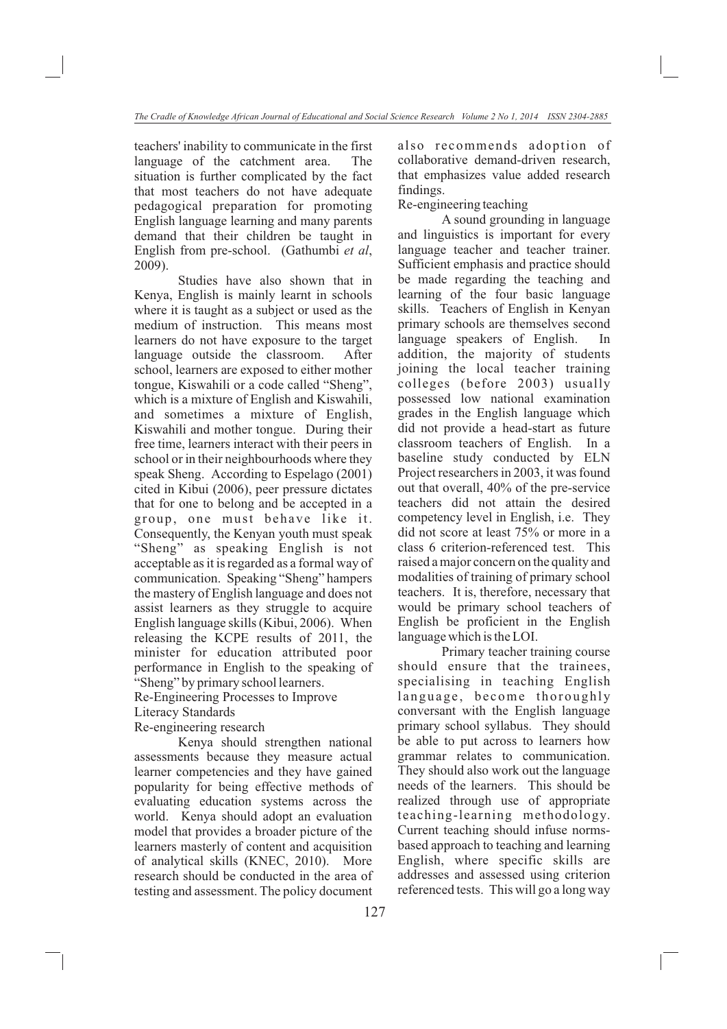teachers' inability to communicate in the first language of the catchment area. The situation is further complicated by the fact that most teachers do not have adequate pedagogical preparation for promoting English language learning and many parents demand that their children be taught in English from pre-school. (Gathumbi *et al*, 2009).

Studies have also shown that in Kenya, English is mainly learnt in schools where it is taught as a subject or used as the medium of instruction. This means most learners do not have exposure to the target language outside the classroom. After school, learners are exposed to either mother tongue, Kiswahili or a code called "Sheng", which is a mixture of English and Kiswahili, and sometimes a mixture of English, Kiswahili and mother tongue. During their free time, learners interact with their peers in school or in their neighbourhoods where they speak Sheng. According to Espelago (2001) cited in Kibui (2006), peer pressure dictates that for one to belong and be accepted in a group, one must behave like it. Consequently, the Kenyan youth must speak "Sheng" as speaking English is not acceptable as it is regarded as a formal way of communication. Speaking "Sheng" hampers the mastery of English language and does not assist learners as they struggle to acquire English language skills (Kibui, 2006). When releasing the KCPE results of 2011, the minister for education attributed poor performance in English to the speaking of "Sheng" by primary school learners.

## Re-Engineering Processes to Improve Literacy Standards

### Re-engineering research

Kenya should strengthen national assessments because they measure actual learner competencies and they have gained popularity for being effective methods of evaluating education systems across the world. Kenya should adopt an evaluation model that provides a broader picture of the learners masterly of content and acquisition of analytical skills (KNEC, 2010). More research should be conducted in the area of testing and assessment. The policy document also recommends adoption of collaborative demand-driven research, that emphasizes value added research findings.

### Re-engineering teaching

A sound grounding in language and linguistics is important for every language teacher and teacher trainer. Sufficient emphasis and practice should be made regarding the teaching and learning of the four basic language skills. Teachers of English in Kenyan primary schools are themselves second language speakers of English. In addition, the majority of students joining the local teacher training colleges (before 2003) usually possessed low national examination grades in the English language which did not provide a head-start as future classroom teachers of English. In a baseline study conducted by ELN Project researchers in 2003, it was found out that overall, 40% of the pre-service teachers did not attain the desired competency level in English, i.e. They did not score at least 75% or more in a class 6 criterion-referenced test. This raised a major concern on the quality and modalities of training of primary school teachers. It is, therefore, necessary that would be primary school teachers of English be proficient in the English language which is the LOI.

Primary teacher training course should ensure that the trainees, specialising in teaching English language, become thoroughly conversant with the English language primary school syllabus. They should be able to put across to learners how grammar relates to communication. They should also work out the language needs of the learners. This should be realized through use of appropriate teaching-learning methodology. Current teaching should infuse norms-based approach to teaching and learning English, where specific skills are addresses and assessed using criterion referenced tests. This will go a long way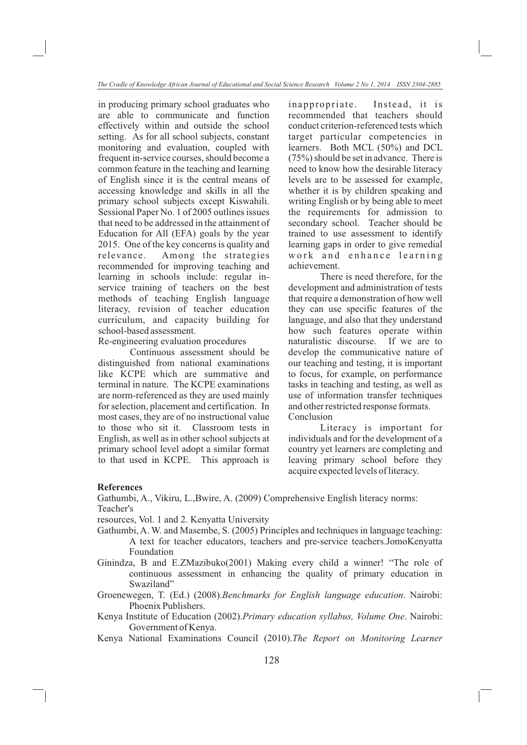in producing primary school graduates who are able to communicate and function effectively within and outside the school setting. As for all school subjects, constant monitoring and evaluation, coupled with frequent in-service courses, should become a common feature in the teaching and learning of English since it is the central means of accessing knowledge and skills in all the primary school subjects except Kiswahili. Sessional Paper No. 1 of 2005 outlines issues that need to be addressed in the attainment of Education for All (EFA) goals by the year 2015. One of the key concerns is quality and relevance. Among the strategies recommended for improving teaching and learning in schools include: regular in-service training of teachers on the best methods of teaching English language literacy, revision of teacher education curriculum, and capacity building for school-based assessment.

## Re-engineering evaluation procedures

Continuous assessment should be distinguished from national examinations like KCPE which are summative and terminal in nature. The KCPE examinations are norm-referenced as they are used mainly for selection, placement and certification. In most cases, they are of no instructional value to those who sit it. Classroom tests in English, as well as in other school subjects at primary school level adopt a similar format to that used in KCPE. This approach is inappropriate. Instead, it is recommended that teachers should conduct criterion-referenced tests which target particular competencies in learners. Both MCL (50%) and DCL (75%) should be set in advance. There is need to know how the desirable literacy levels are to be assessed for example, whether it is by children speaking and writing English or by being able to meet the requirements for admission to secondary school. Teacher should be trained to use assessment to identify learning gaps in order to give remedial work and enhance learning achievement.

There is need therefore, for the development and administration of tests that require a demonstration of how well they can use specific features of the language, and also that they understand how such features operate within naturalistic discourse. If we are to develop the communicative nature of our teaching and testing, it is important to focus, for example, on performance tasks in teaching and testing, as well as use of information transfer techniques and other restricted response formats.

## Conclusion

Literacy is important for individuals and for the development of a country yet learners are completing and leaving primary school before they acquire expected levels of literacy.

## References

Gathumbi, A., Vikiru, L.,Bwire, A. (2009) Comprehensive English literacy norms: Teacher's resources, Vol. 1 and 2. Kenyatta University

Gathumbi, A. W. and Masembe, S. (2005) Principles and techniques in language teaching: A text for teacher educators, teachers and pre-service teachers.JomoKenyatta Foundation

Ginindza, B and E.ZMazibuko(2001) Making every child a winner! "The role of continuous assessment in enhancing the quality of primary education in Swaziland"

Groenewegen, T. (Ed.) (2008).*Benchmarks for English language education*. Nairobi: Phoenix Publishers.

Kenya Institute of Education (2002).*Primary education syllabus, Volume One*. Nairobi: Government of Kenya.

Kenya National Examinations Council (2010).*The Report on Monitoring Learner*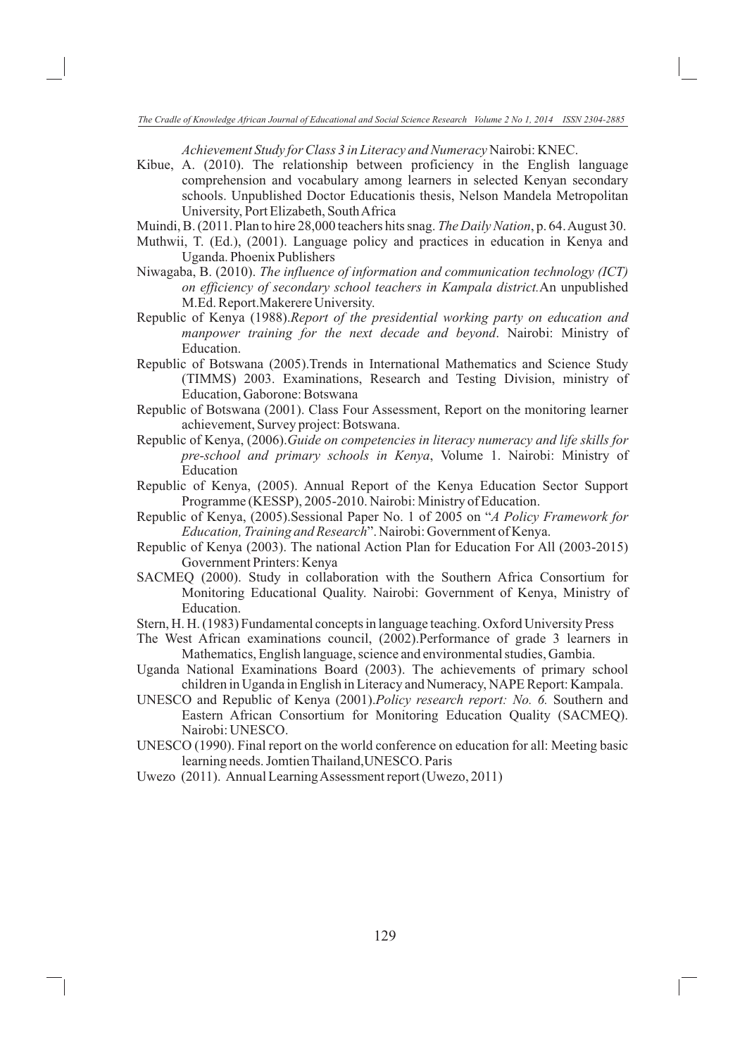*Achievement Study for Class 3 in Literacy and Numeracy* Nairobi: KNEC.

Kibue, A. (2010). The relationship between proficiency in the English language comprehension and vocabulary among learners in selected Kenyan secondary schools. Unpublished Doctor Educationis thesis, Nelson Mandela Metropolitan University, Port Elizabeth, South Africa

Muindi, B. (2011. Plan to hire 28,000 teachers hits snag. *The Daily Nation*, p. 64. August 30.

Muthwii, T. (Ed.), (2001). Language policy and practices in education in Kenya and Uganda. Phoenix Publishers

Niwagaba, B. (2010). *The influence of information and communication technology (ICT) on efficiency of secondary school teachers in Kampala district.*An unpublished M.Ed. Report.Makerere University.

Republic of Kenya (1988).*Report of the presidential working party on education and manpower training for the next decade and beyond*. Nairobi: Ministry of Education.

Republic of Botswana (2005).Trends in International Mathematics and Science Study (TIMMS) 2003. Examinations, Research and Testing Division, ministry of Education, Gaborone: Botswana

Republic of Botswana (2001). Class Four Assessment, Report on the monitoring learner achievement, Survey project: Botswana.

Republic of Kenya, (2006).*Guide on competencies in literacy numeracy and life skills for pre-school and primary schools in Kenya*, Volume 1. Nairobi: Ministry of Education

Republic of Kenya, (2005). Annual Report of the Kenya Education Sector Support Programme (KESSP), 2005-2010. Nairobi: Ministry of Education.

Republic of Kenya, (2005).Sessional Paper No. 1 of 2005 on "*A Policy Framework for Education, Training and Research*". Nairobi: Government of Kenya.

Republic of Kenya (2003). The national Action Plan for Education For All (2003-2015) Government Printers: Kenya

SACMEQ (2000). Study in collaboration with the Southern Africa Consortium for Monitoring Educational Quality. Nairobi: Government of Kenya, Ministry of Education.

Stern, H. H. (1983) Fundamental concepts in language teaching. Oxford University Press

The West African examinations council, (2002).Performance of grade 3 learners in Mathematics, English language, science and environmental studies, Gambia.

Uganda National Examinations Board (2003). The achievements of primary school children in Uganda in English in Literacy and Numeracy, NAPE Report: Kampala.

UNESCO and Republic of Kenya (2001).*Policy research report: No. 6.* Southern and Eastern African Consortium for Monitoring Education Quality (SACMEQ). Nairobi: UNESCO.

UNESCO (1990). Final report on the world conference on education for all: Meeting basic learning needs. Jomtien Thailand,UNESCO. Paris

Uwezo (2011). Annual Learning Assessment report (Uwezo, 2011)